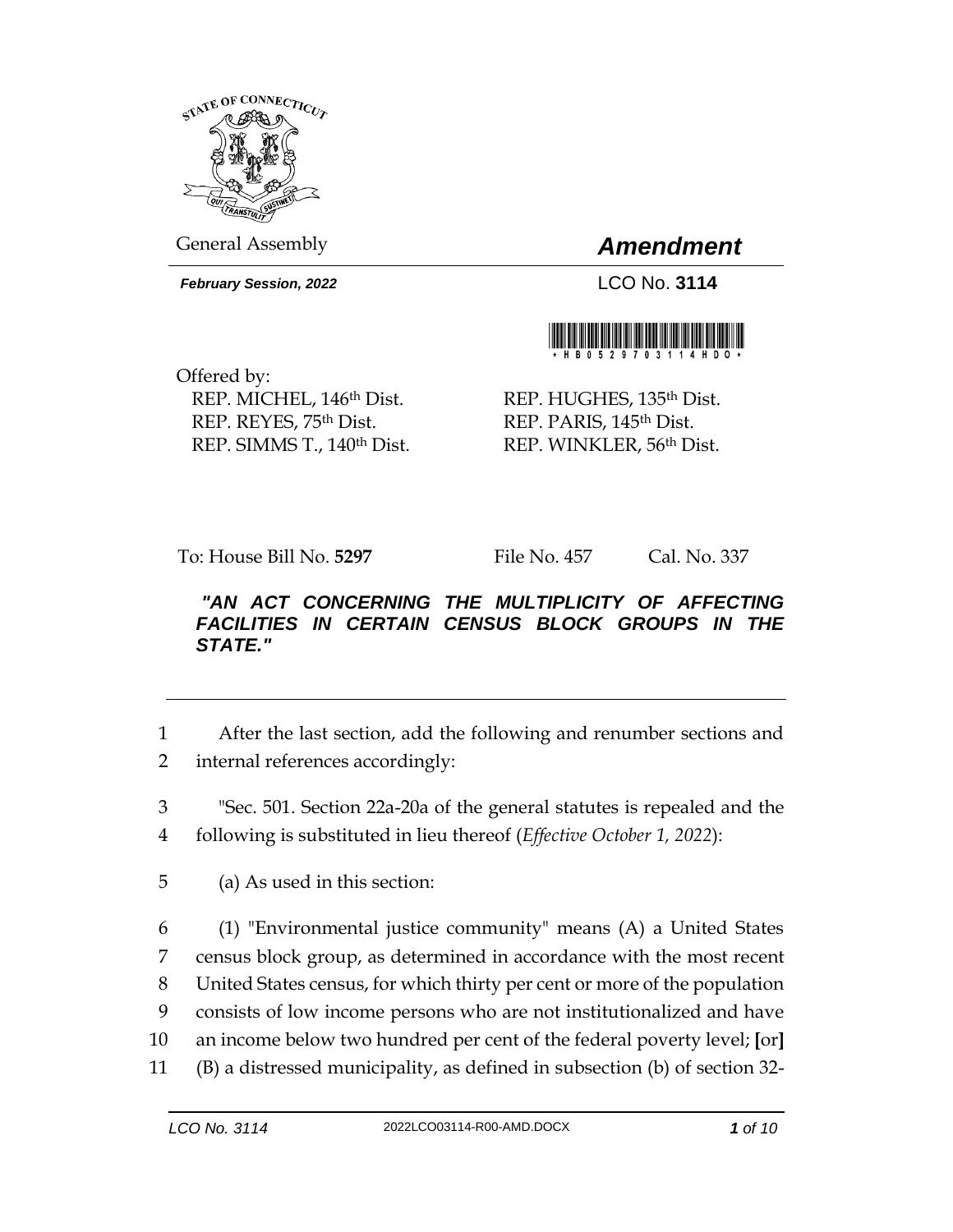General Assembly

# *Amendment*

***February Session, 2022***

LCO No. **3114**

\*HB0529703114HDO\*

Offered by:

REP. MICHEL, 146th Dist.
REP. REYES, 75th Dist.
REP. SIMMS T., 140th Dist.
REP. HUGHES, 135th Dist.
REP. PARIS, 145th Dist.
REP. WINKLER, 56th Dist.

To: House Bill No. **5297** File No. 457 Cal. No. 337

***"AN ACT CONCERNING THE MULTIPLICITY OF AFFECTING FACILITIES IN CERTAIN CENSUS BLOCK GROUPS IN THE STATE."***

---

1 After the last section, add the following and renumber sections and
2 internal references accordingly:

3 "Sec. 501. Section 22a-20a of the general statutes is repealed and the
4 following is substituted in lieu thereof (*Effective October 1, 2022*):

5 (a) As used in this section:

6 (1) "Environmental justice community" means (A) a United States
7 census block group, as determined in accordance with the most recent
8 United States census, for which thirty per cent or more of the population
9 consists of low income persons who are not institutionalized and have
10 an income below two hundred per cent of the federal poverty level; **[**or**]**
11 (B) a distressed municipality, as defined in subsection (b) of section 32-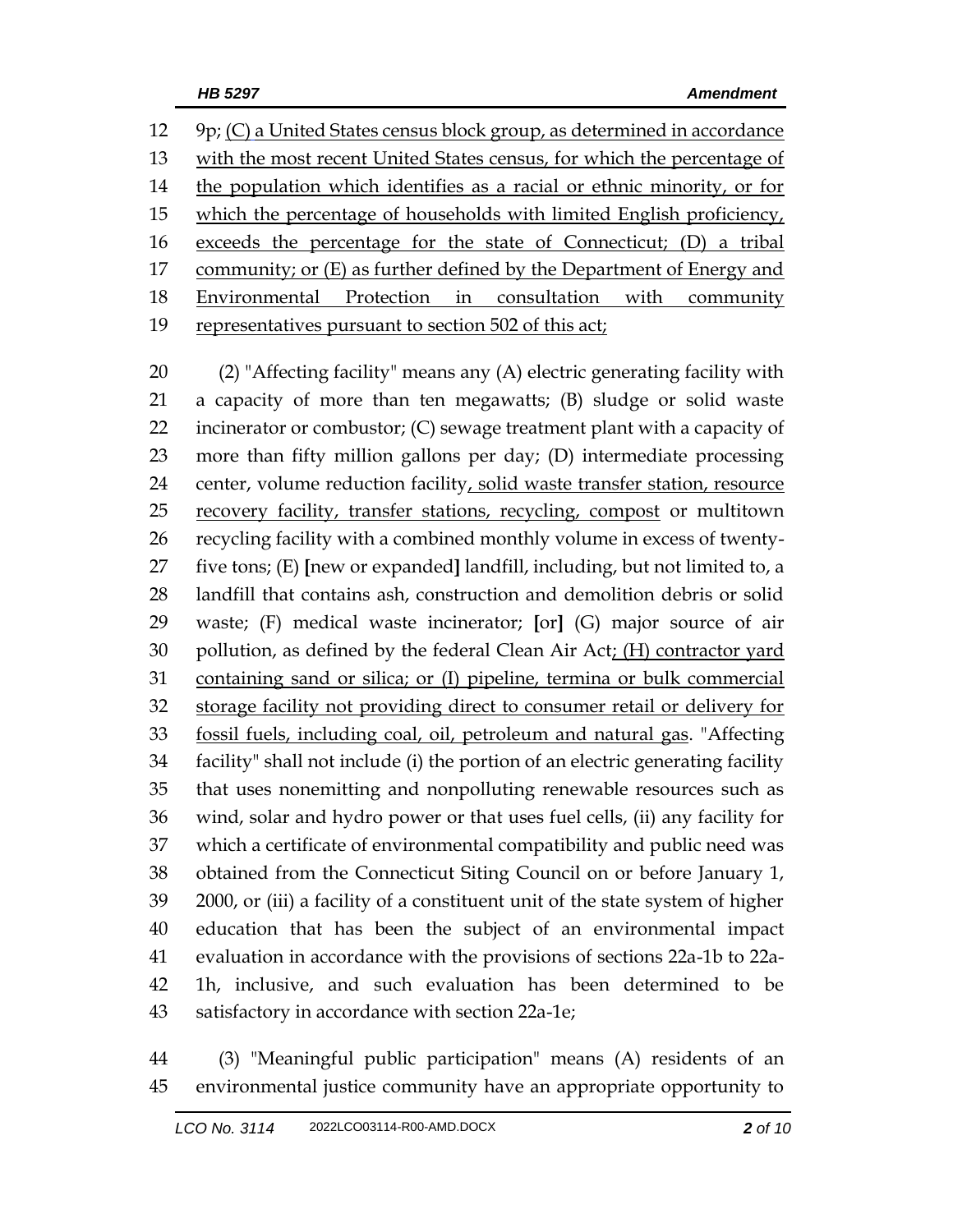9p; <u>(C) a United States census block group, as determined in accordance with the most recent United States census, for which the percentage of the population which identifies as a racial or ethnic minority, or for which the percentage of households with limited English proficiency, exceeds the percentage for the state of Connecticut; (D) a tribal community; or (E) as further defined by the Department of Energy and Environmental Protection in consultation with community representatives pursuant to section 502 of this act;</u>

(2) "Affecting facility" means any (A) electric generating facility with a capacity of more than ten megawatts; (B) sludge or solid waste incinerator or combustor; (C) sewage treatment plant with a capacity of more than fifty million gallons per day; (D) intermediate processing center, volume reduction facility<u>, solid waste transfer station, resource recovery facility, transfer stations, recycling, compost</u> or multitown recycling facility with a combined monthly volume in excess of twenty-five tons; (E) **[**new or expanded**]** landfill, including, but not limited to, a landfill that contains ash, construction and demolition debris or solid waste; (F) medical waste incinerator; **[**or**]** (G) major source of air pollution, as defined by the federal Clean Air Act<u>; (H) contractor yard containing sand or silica; or (I) pipeline, termina or bulk commercial storage facility not providing direct to consumer retail or delivery for fossil fuels, including coal, oil, petroleum and natural gas</u>. "Affecting facility" shall not include (i) the portion of an electric generating facility that uses nonemitting and nonpolluting renewable resources such as wind, solar and hydro power or that uses fuel cells, (ii) any facility for which a certificate of environmental compatibility and public need was obtained from the Connecticut Siting Council on or before January 1, 2000, or (iii) a facility of a constituent unit of the state system of higher education that has been the subject of an environmental impact evaluation in accordance with the provisions of sections 22a-1b to 22a-1h, inclusive, and such evaluation has been determined to be satisfactory in accordance with section 22a-1e;

(3) "Meaningful public participation" means (A) residents of an environmental justice community have an appropriate opportunity to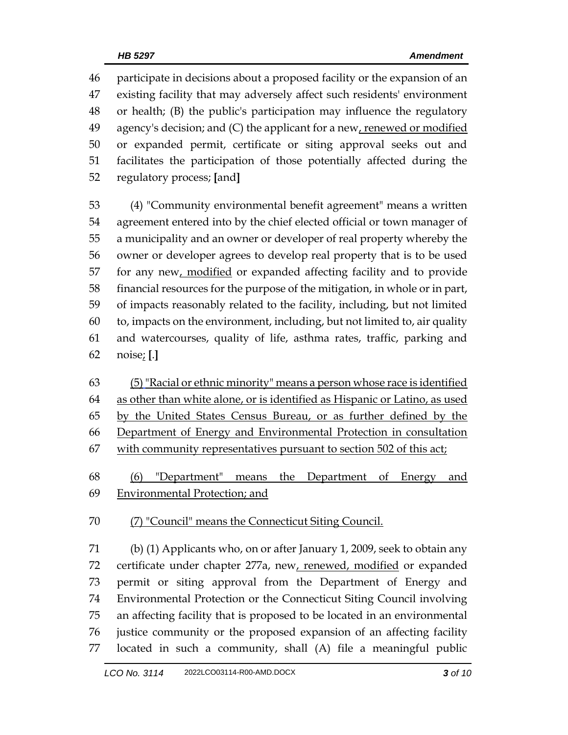46 participate in decisions about a proposed facility or the expansion of an
47 existing facility that may adversely affect such residents' environment
48 or health; (B) the public's participation may influence the regulatory
49 agency's decision; and (C) the applicant for a new<u>, renewed or modified</u>
50 or expanded permit, certificate or siting approval seeks out and
51 facilitates the participation of those potentially affected during the
52 regulatory process; **[**and**]**

53 (4) "Community environmental benefit agreement" means a written
54 agreement entered into by the chief elected official or town manager of
55 a municipality and an owner or developer of real property whereby the
56 owner or developer agrees to develop real property that is to be used
57 for any new<u>, modified</u> or expanded affecting facility and to provide
58 financial resources for the purpose of the mitigation, in whole or in part,
59 of impacts reasonably related to the facility, including, but not limited
60 to, impacts on the environment, including, but not limited to, air quality
61 and watercourses, quality of life, asthma rates, traffic, parking and
62 noise<u>;</u> **[**.**]**

63 <u>(5) "Racial or ethnic minority" means a person whose race is identified</u>
64 <u>as other than white alone, or is identified as Hispanic or Latino, as used</u>
65 <u>by the United States Census Bureau, or as further defined by the</u>
66 <u>Department of Energy and Environmental Protection in consultation</u>
67 <u>with community representatives pursuant to section 502 of this act;</u>

68 <u>(6) "Department" means the Department of Energy and</u>
69 <u>Environmental Protection; and</u>

70 <u>(7) "Council" means the Connecticut Siting Council.</u>

71 (b) (1) Applicants who, on or after January 1, 2009, seek to obtain any
72 certificate under chapter 277a, new<u>, renewed, modified</u> or expanded
73 permit or siting approval from the Department of Energy and
74 Environmental Protection or the Connecticut Siting Council involving
75 an affecting facility that is proposed to be located in an environmental
76 justice community or the proposed expansion of an affecting facility
77 located in such a community, shall (A) file a meaningful public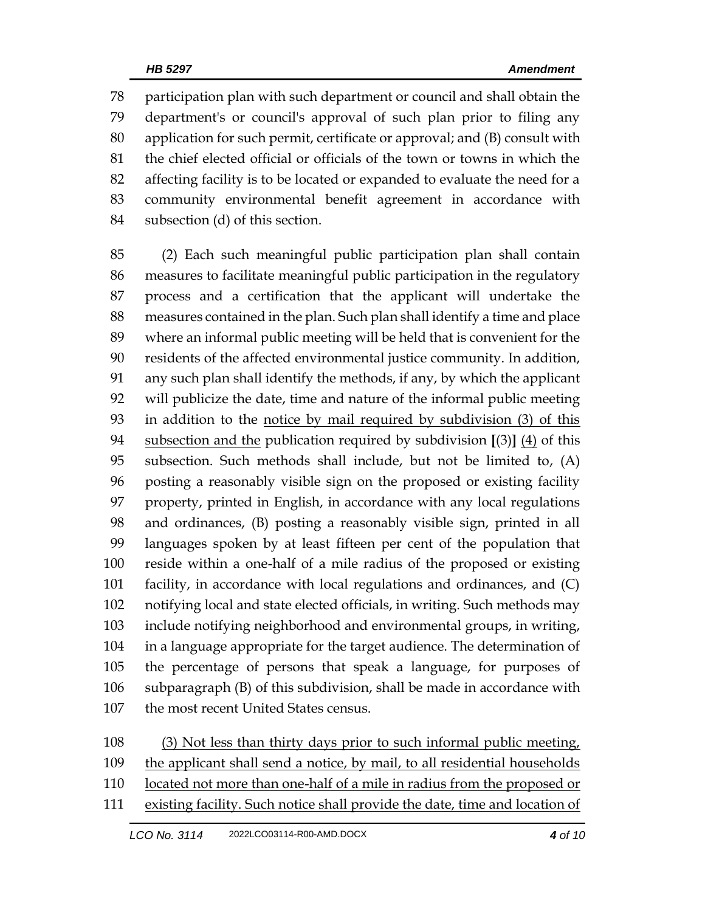78 participation plan with such department or council and shall obtain the
79 department's or council's approval of such plan prior to filing any
80 application for such permit, certificate or approval; and (B) consult with
81 the chief elected official or officials of the town or towns in which the
82 affecting facility is to be located or expanded to evaluate the need for a
83 community environmental benefit agreement in accordance with
84 subsection (d) of this section.

85 (2) Each such meaningful public participation plan shall contain
86 measures to facilitate meaningful public participation in the regulatory
87 process and a certification that the applicant will undertake the
88 measures contained in the plan. Such plan shall identify a time and place
89 where an informal public meeting will be held that is convenient for the
90 residents of the affected environmental justice community. In addition,
91 any such plan shall identify the methods, if any, by which the applicant
92 will publicize the date, time and nature of the informal public meeting
93 in addition to the <u>notice by mail required by subdivision (3) of this</u>
94 <u>subsection and the</u> publication required by subdivision **[**(3)**]** <u>(4)</u> of this
95 subsection. Such methods shall include, but not be limited to, (A)
96 posting a reasonably visible sign on the proposed or existing facility
97 property, printed in English, in accordance with any local regulations
98 and ordinances, (B) posting a reasonably visible sign, printed in all
99 languages spoken by at least fifteen per cent of the population that
100 reside within a one-half of a mile radius of the proposed or existing
101 facility, in accordance with local regulations and ordinances, and (C)
102 notifying local and state elected officials, in writing. Such methods may
103 include notifying neighborhood and environmental groups, in writing,
104 in a language appropriate for the target audience. The determination of
105 the percentage of persons that speak a language, for purposes of
106 subparagraph (B) of this subdivision, shall be made in accordance with
107 the most recent United States census.

108 <u>(3) Not less than thirty days prior to such informal public meeting,</u>
109 <u>the applicant shall send a notice, by mail, to all residential households</u>
110 <u>located not more than one-half of a mile in radius from the proposed or</u>
111 <u>existing facility. Such notice shall provide the date, time and location of</u>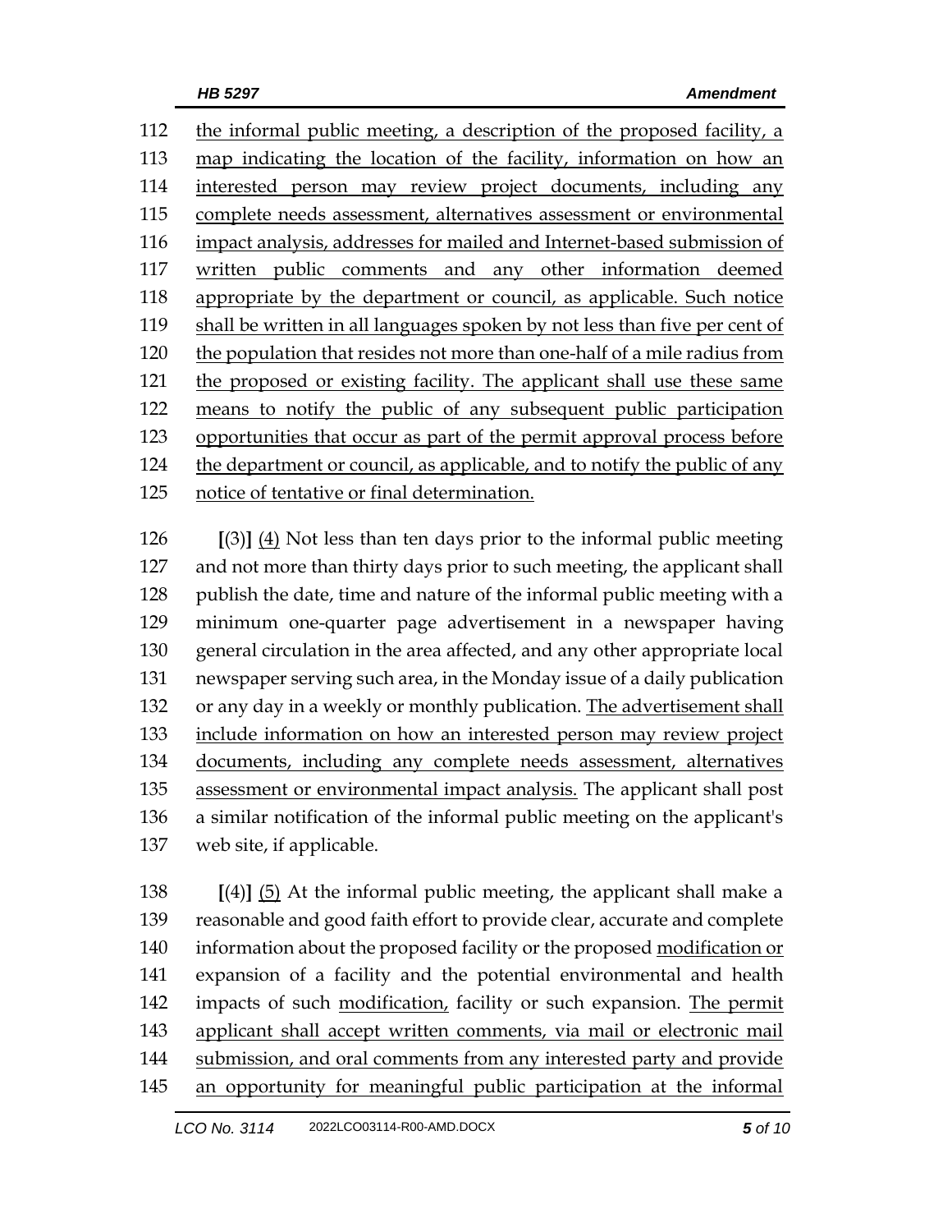the informal public meeting, a description of the proposed facility, a map indicating the location of the facility, information on how an interested person may review project documents, including any complete needs assessment, alternatives assessment or environmental impact analysis, addresses for mailed and Internet-based submission of written public comments and any other information deemed appropriate by the department or council, as applicable. Such notice shall be written in all languages spoken by not less than five per cent of the population that resides not more than one-half of a mile radius from the proposed or existing facility. The applicant shall use these same means to notify the public of any subsequent public participation opportunities that occur as part of the permit approval process before the department or council, as applicable, and to notify the public of any notice of tentative or final determination.

**[**(3)**]** (4) Not less than ten days prior to the informal public meeting and not more than thirty days prior to such meeting, the applicant shall publish the date, time and nature of the informal public meeting with a minimum one-quarter page advertisement in a newspaper having general circulation in the area affected, and any other appropriate local newspaper serving such area, in the Monday issue of a daily publication or any day in a weekly or monthly publication. The advertisement shall include information on how an interested person may review project documents, including any complete needs assessment, alternatives assessment or environmental impact analysis. The applicant shall post a similar notification of the informal public meeting on the applicant's web site, if applicable.

**[**(4)**]** (5) At the informal public meeting, the applicant shall make a reasonable and good faith effort to provide clear, accurate and complete information about the proposed facility or the proposed modification or expansion of a facility and the potential environmental and health impacts of such modification, facility or such expansion. The permit applicant shall accept written comments, via mail or electronic mail submission, and oral comments from any interested party and provide an opportunity for meaningful public participation at the informal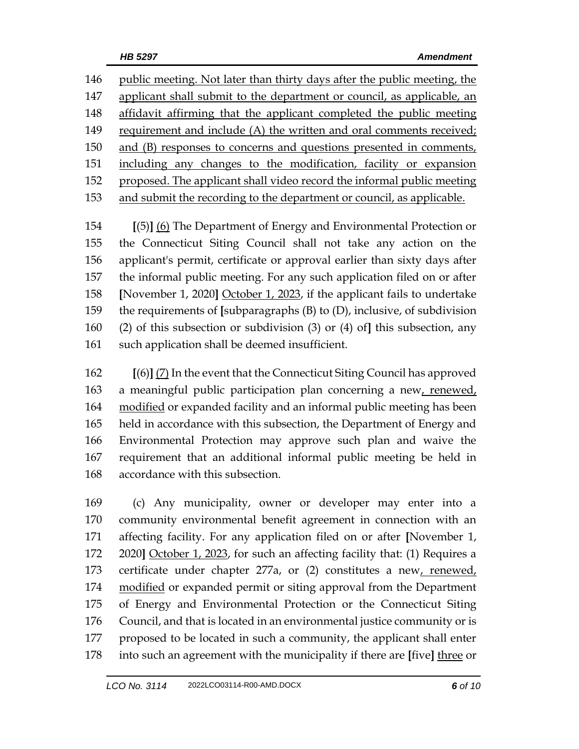146 public meeting. Not later than thirty days after the public meeting, the
147 applicant shall submit to the department or council, as applicable, an
148 affidavit affirming that the applicant completed the public meeting
149 requirement and include (A) the written and oral comments received;
150 and (B) responses to concerns and questions presented in comments,
151 including any changes to the modification, facility or expansion
152 proposed. The applicant shall video record the informal public meeting
153 and submit the recording to the department or council, as applicable.

154 **[**(5)**]** (6) The Department of Energy and Environmental Protection or
155 the Connecticut Siting Council shall not take any action on the
156 applicant's permit, certificate or approval earlier than sixty days after
157 the informal public meeting. For any such application filed on or after
158 **[**November 1, 2020**]** October 1, 2023, if the applicant fails to undertake
159 the requirements of **[**subparagraphs (B) to (D), inclusive, of subdivision
160 (2) of this subsection or subdivision (3) or (4) of**]** this subsection, any
161 such application shall be deemed insufficient.

162 **[**(6)**]** (7) In the event that the Connecticut Siting Council has approved
163 a meaningful public participation plan concerning a new, renewed,
164 modified or expanded facility and an informal public meeting has been
165 held in accordance with this subsection, the Department of Energy and
166 Environmental Protection may approve such plan and waive the
167 requirement that an additional informal public meeting be held in
168 accordance with this subsection.

169 (c) Any municipality, owner or developer may enter into a
170 community environmental benefit agreement in connection with an
171 affecting facility. For any application filed on or after **[**November 1,
172 2020**]** October 1, 2023, for such an affecting facility that: (1) Requires a
173 certificate under chapter 277a, or (2) constitutes a new, renewed,
174 modified or expanded permit or siting approval from the Department
175 of Energy and Environmental Protection or the Connecticut Siting
176 Council, and that is located in an environmental justice community or is
177 proposed to be located in such a community, the applicant shall enter
178 into such an agreement with the municipality if there are **[**five**]** three or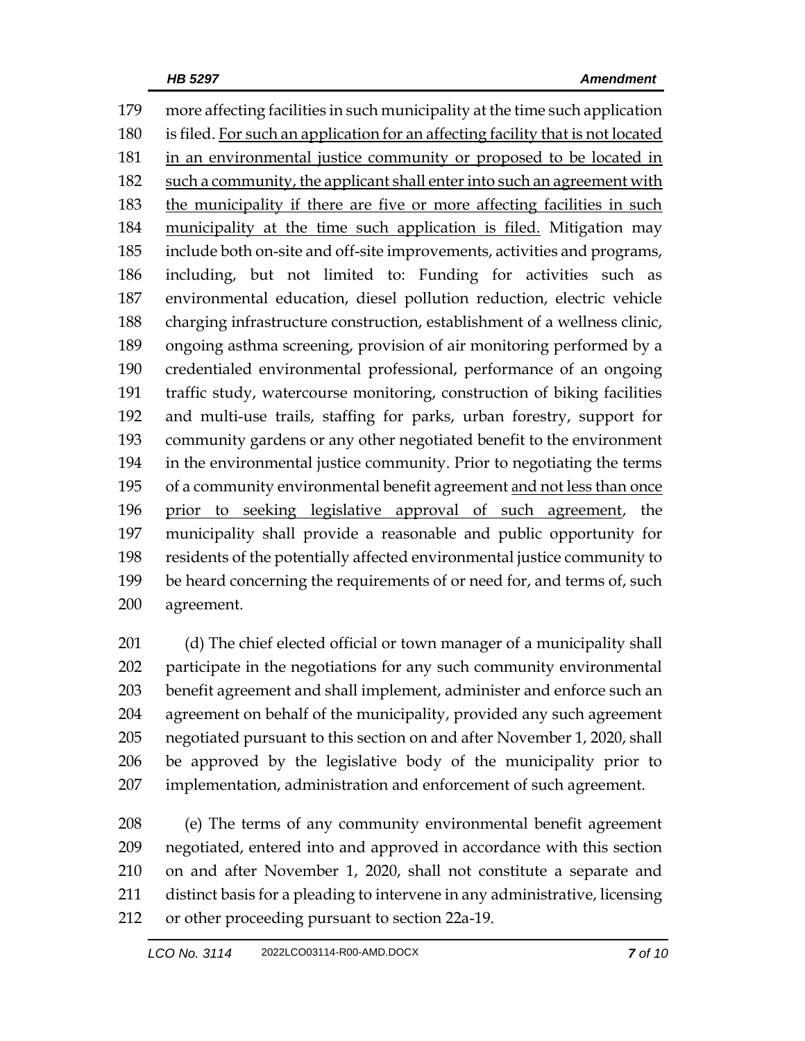more affecting facilities in such municipality at the time such application is filed. <u>For such an application for an affecting facility that is not located in an environmental justice community or proposed to be located in such a community, the applicant shall enter into such an agreement with the municipality if there are five or more affecting facilities in such municipality at the time such application is filed.</u> Mitigation may include both on-site and off-site improvements, activities and programs, including, but not limited to: Funding for activities such as environmental education, diesel pollution reduction, electric vehicle charging infrastructure construction, establishment of a wellness clinic, ongoing asthma screening, provision of air monitoring performed by a credentialed environmental professional, performance of an ongoing traffic study, watercourse monitoring, construction of biking facilities and multi-use trails, staffing for parks, urban forestry, support for community gardens or any other negotiated benefit to the environment in the environmental justice community. Prior to negotiating the terms of a community environmental benefit agreement <u>and not less than once prior to seeking legislative approval of such agreement</u>, the municipality shall provide a reasonable and public opportunity for residents of the potentially affected environmental justice community to be heard concerning the requirements of or need for, and terms of, such agreement.

(d) The chief elected official or town manager of a municipality shall participate in the negotiations for any such community environmental benefit agreement and shall implement, administer and enforce such an agreement on behalf of the municipality, provided any such agreement negotiated pursuant to this section on and after November 1, 2020, shall be approved by the legislative body of the municipality prior to implementation, administration and enforcement of such agreement.

(e) The terms of any community environmental benefit agreement negotiated, entered into and approved in accordance with this section on and after November 1, 2020, shall not constitute a separate and distinct basis for a pleading to intervene in any administrative, licensing or other proceeding pursuant to section 22a-19.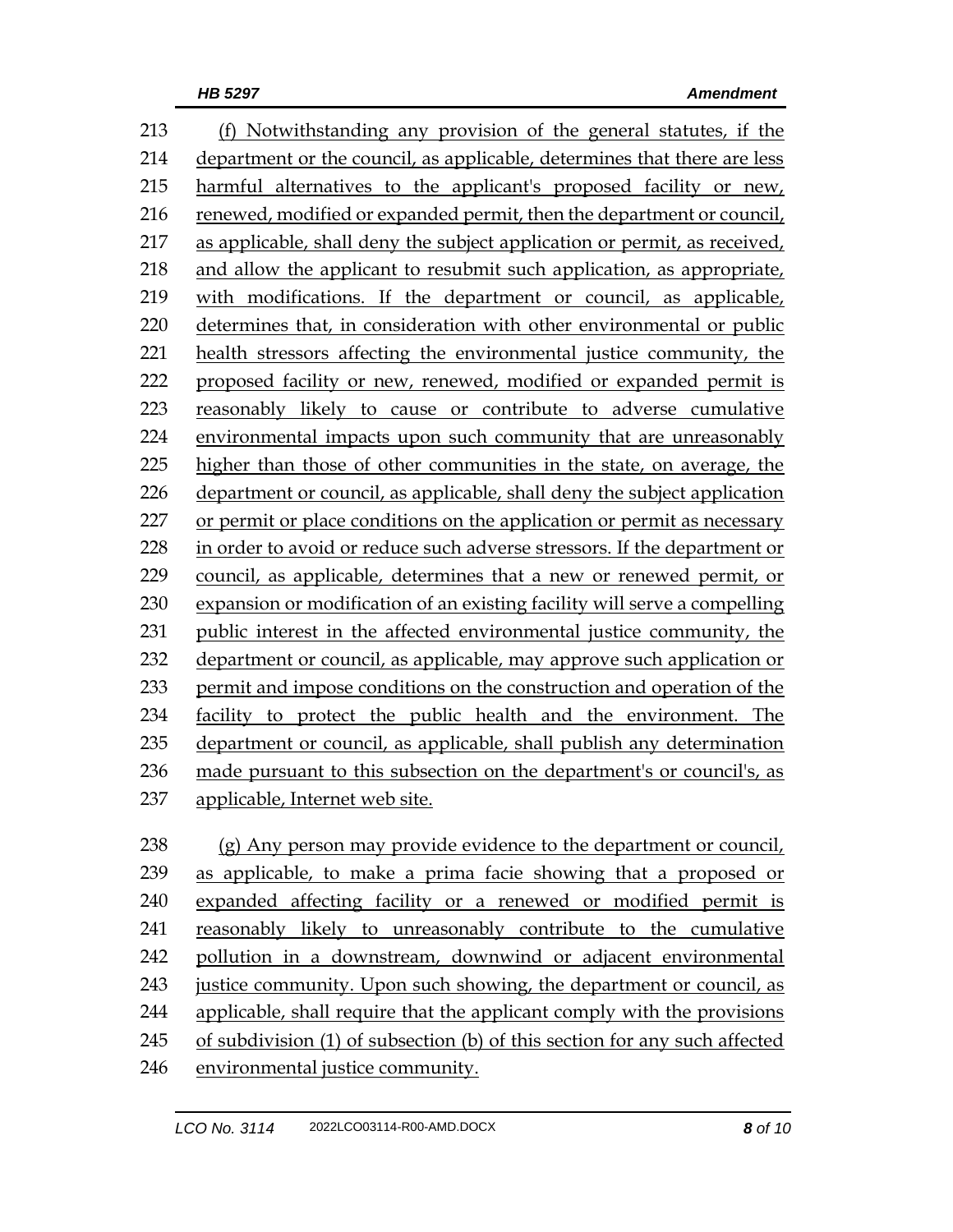213 (f) Notwithstanding any provision of the general statutes, if the
214 department or the council, as applicable, determines that there are less
215 harmful alternatives to the applicant's proposed facility or new,
216 renewed, modified or expanded permit, then the department or council,
217 as applicable, shall deny the subject application or permit, as received,
218 and allow the applicant to resubmit such application, as appropriate,
219 with modifications. If the department or council, as applicable,
220 determines that, in consideration with other environmental or public
221 health stressors affecting the environmental justice community, the
222 proposed facility or new, renewed, modified or expanded permit is
223 reasonably likely to cause or contribute to adverse cumulative
224 environmental impacts upon such community that are unreasonably
225 higher than those of other communities in the state, on average, the
226 department or council, as applicable, shall deny the subject application
227 or permit or place conditions on the application or permit as necessary
228 in order to avoid or reduce such adverse stressors. If the department or
229 council, as applicable, determines that a new or renewed permit, or
230 expansion or modification of an existing facility will serve a compelling
231 public interest in the affected environmental justice community, the
232 department or council, as applicable, may approve such application or
233 permit and impose conditions on the construction and operation of the
234 facility to protect the public health and the environment. The
235 department or council, as applicable, shall publish any determination
236 made pursuant to this subsection on the department's or council's, as
237 applicable, Internet web site.

238 (g) Any person may provide evidence to the department or council,
239 as applicable, to make a prima facie showing that a proposed or
240 expanded affecting facility or a renewed or modified permit is
241 reasonably likely to unreasonably contribute to the cumulative
242 pollution in a downstream, downwind or adjacent environmental
243 justice community. Upon such showing, the department or council, as
244 applicable, shall require that the applicant comply with the provisions
245 of subdivision (1) of subsection (b) of this section for any such affected
246 environmental justice community.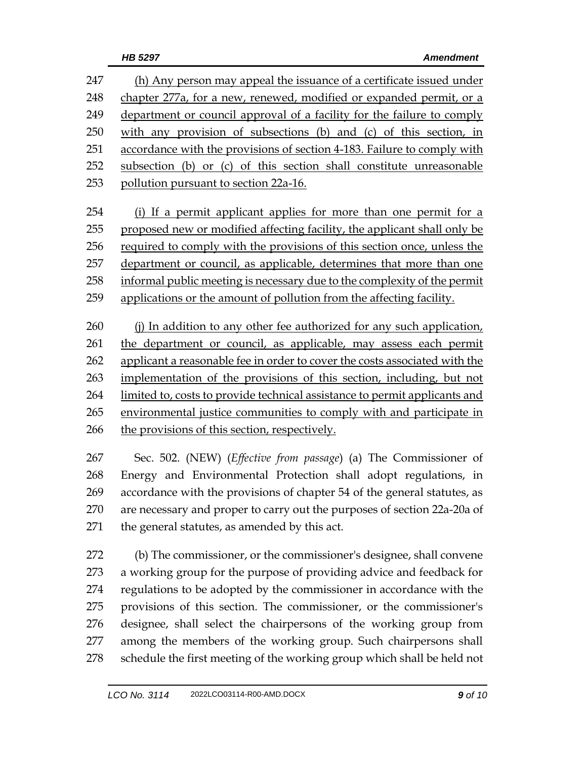(h) Any person may appeal the issuance of a certificate issued under chapter 277a, for a new, renewed, modified or expanded permit, or a department or council approval of a facility for the failure to comply with any provision of subsections (b) and (c) of this section, in accordance with the provisions of section 4-183. Failure to comply with subsection (b) or (c) of this section shall constitute unreasonable pollution pursuant to section 22a-16.

(i) If a permit applicant applies for more than one permit for a proposed new or modified affecting facility, the applicant shall only be required to comply with the provisions of this section once, unless the department or council, as applicable, determines that more than one informal public meeting is necessary due to the complexity of the permit applications or the amount of pollution from the affecting facility.

(j) In addition to any other fee authorized for any such application, the department or council, as applicable, may assess each permit applicant a reasonable fee in order to cover the costs associated with the implementation of the provisions of this section, including, but not limited to, costs to provide technical assistance to permit applicants and environmental justice communities to comply with and participate in the provisions of this section, respectively.

Sec. 502. (NEW) (*Effective from passage*) (a) The Commissioner of Energy and Environmental Protection shall adopt regulations, in accordance with the provisions of chapter 54 of the general statutes, as are necessary and proper to carry out the purposes of section 22a-20a of the general statutes, as amended by this act.

(b) The commissioner, or the commissioner's designee, shall convene a working group for the purpose of providing advice and feedback for regulations to be adopted by the commissioner in accordance with the provisions of this section. The commissioner, or the commissioner's designee, shall select the chairpersons of the working group from among the members of the working group. Such chairpersons shall schedule the first meeting of the working group which shall be held not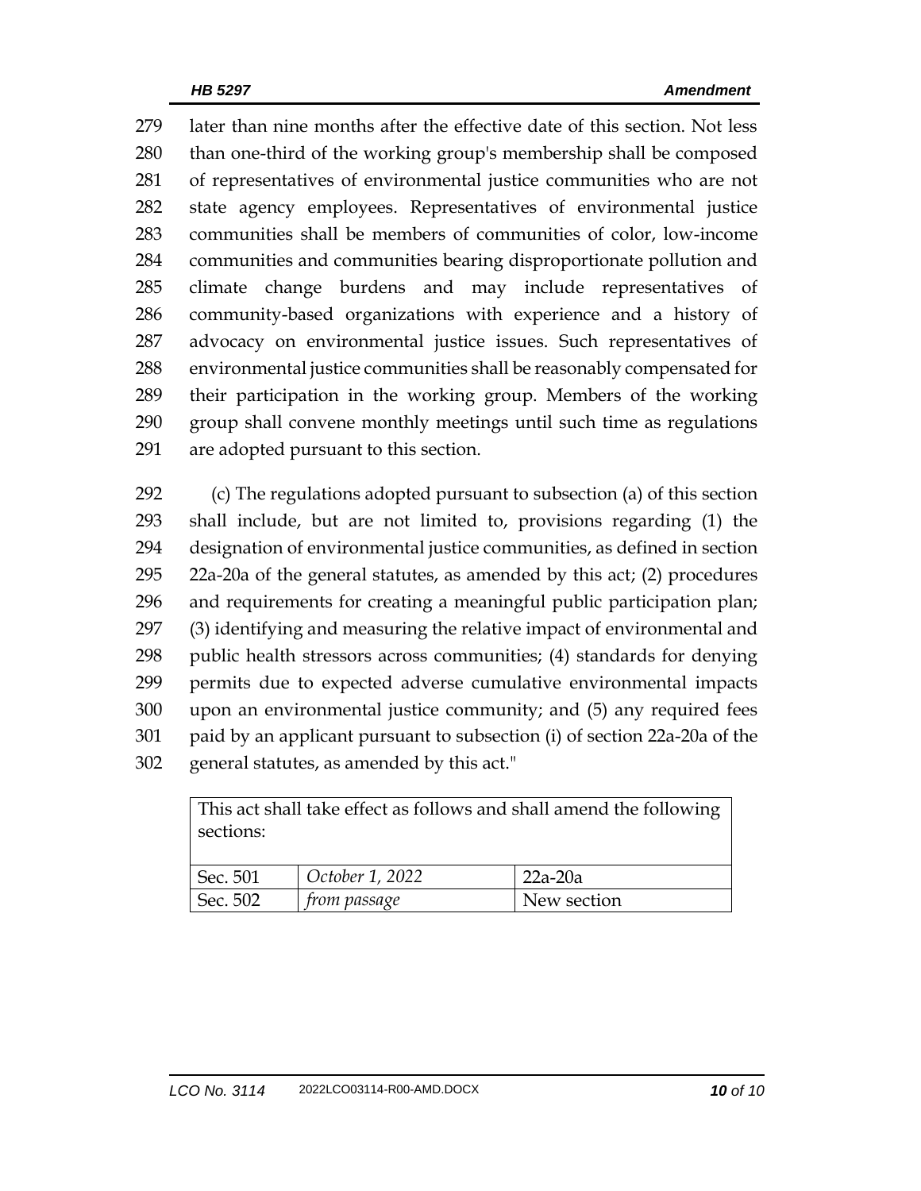later than nine months after the effective date of this section. Not less than one-third of the working group's membership shall be composed of representatives of environmental justice communities who are not state agency employees. Representatives of environmental justice communities shall be members of communities of color, low-income communities and communities bearing disproportionate pollution and climate change burdens and may include representatives of community-based organizations with experience and a history of advocacy on environmental justice issues. Such representatives of environmental justice communities shall be reasonably compensated for their participation in the working group. Members of the working group shall convene monthly meetings until such time as regulations are adopted pursuant to this section.

(c) The regulations adopted pursuant to subsection (a) of this section shall include, but are not limited to, provisions regarding (1) the designation of environmental justice communities, as defined in section 22a-20a of the general statutes, as amended by this act; (2) procedures and requirements for creating a meaningful public participation plan; (3) identifying and measuring the relative impact of environmental and public health stressors across communities; (4) standards for denying permits due to expected adverse cumulative environmental impacts upon an environmental justice community; and (5) any required fees paid by an applicant pursuant to subsection (i) of section 22a-20a of the general statutes, as amended by this act."

| This act shall take effect as follows and shall amend the following sections: | | |
|---|---|---|
| Sec. 501 | *October 1, 2022* | 22a-20a |
| Sec. 502 | *from passage* | New section |